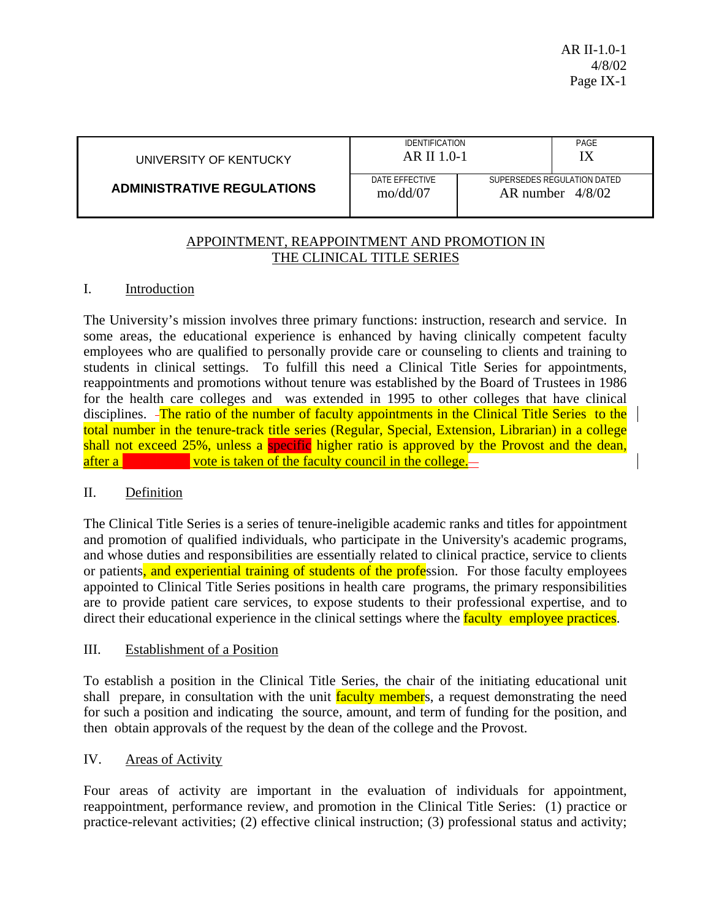| UNIVERSITY OF KENTUCKY<br><br>**ADMINISTRATIVE REGULATIONS** | IDENTIFICATION<br>AR II 1.0-1 | | PAGE<br>IX |
|---|---|---|---|
| | DATE EFFECTIVE<br>mo/dd/07 | SUPERSEDES REGULATION DATED<br>AR number 4/8/02 | |

## APPOINTMENT, REAPPOINTMENT AND PROMOTION IN THE CLINICAL TITLE SERIES

### I. Introduction

The University's mission involves three primary functions: instruction, research and service. In some areas, the educational experience is enhanced by having clinically competent faculty employees who are qualified to personally provide care or counseling to clients and training to students in clinical settings. To fulfill this need a Clinical Title Series for appointments, reappointments and promotions without tenure was established by the Board of Trustees in 1986 for the health care colleges and was extended in 1995 to other colleges that have clinical disciplines. The ratio of the number of faculty appointments in the Clinical Title Series to the total number in the tenure-track title series (Regular, Special, Extension, Librarian) in a college shall not exceed 25%, unless a specific higher ratio is approved by the Provost and the dean, after a vote is taken of the faculty council in the college.

### II. Definition

The Clinical Title Series is a series of tenure-ineligible academic ranks and titles for appointment and promotion of qualified individuals, who participate in the University's academic programs, and whose duties and responsibilities are essentially related to clinical practice, service to clients or patients, and experiential training of students of the profession. For those faculty employees appointed to Clinical Title Series positions in health care programs, the primary responsibilities are to provide patient care services, to expose students to their professional expertise, and to direct their educational experience in the clinical settings where the faculty employee practices.

### III. Establishment of a Position

To establish a position in the Clinical Title Series, the chair of the initiating educational unit shall prepare, in consultation with the unit faculty members, a request demonstrating the need for such a position and indicating the source, amount, and term of funding for the position, and then obtain approvals of the request by the dean of the college and the Provost.

### IV. Areas of Activity

Four areas of activity are important in the evaluation of individuals for appointment, reappointment, performance review, and promotion in the Clinical Title Series: (1) practice or practice-relevant activities; (2) effective clinical instruction; (3) professional status and activity;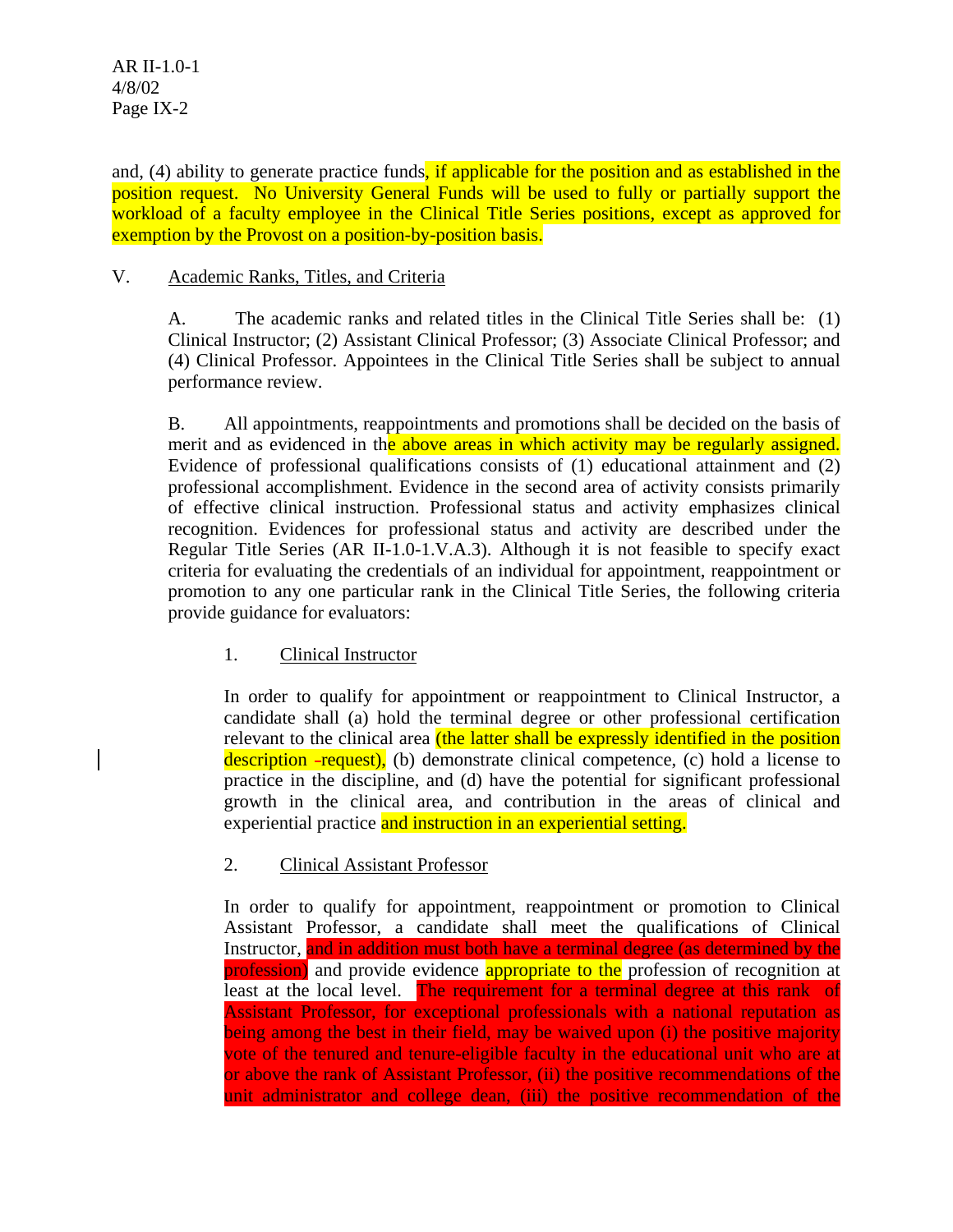and, (4) ability to generate practice funds, if applicable for the position and as established in the position request. No University General Funds will be used to fully or partially support the workload of a faculty employee in the Clinical Title Series positions, except as approved for exemption by the Provost on a position-by-position basis.

V. Academic Ranks, Titles, and Criteria

A. The academic ranks and related titles in the Clinical Title Series shall be: (1) Clinical Instructor; (2) Assistant Clinical Professor; (3) Associate Clinical Professor; and (4) Clinical Professor. Appointees in the Clinical Title Series shall be subject to annual performance review.

B. All appointments, reappointments and promotions shall be decided on the basis of merit and as evidenced in the above areas in which activity may be regularly assigned. Evidence of professional qualifications consists of (1) educational attainment and (2) professional accomplishment. Evidence in the second area of activity consists primarily of effective clinical instruction. Professional status and activity emphasizes clinical recognition. Evidences for professional status and activity are described under the Regular Title Series (AR II-1.0-1.V.A.3). Although it is not feasible to specify exact criteria for evaluating the credentials of an individual for appointment, reappointment or promotion to any one particular rank in the Clinical Title Series, the following criteria provide guidance for evaluators:

1. Clinical Instructor

In order to qualify for appointment or reappointment to Clinical Instructor, a candidate shall (a) hold the terminal degree or other professional certification relevant to the clinical area (the latter shall be expressly identified in the position description -request), (b) demonstrate clinical competence, (c) hold a license to practice in the discipline, and (d) have the potential for significant professional growth in the clinical area, and contribution in the areas of clinical and experiential practice and instruction in an experiential setting.

2. Clinical Assistant Professor

In order to qualify for appointment, reappointment or promotion to Clinical Assistant Professor, a candidate shall meet the qualifications of Clinical Instructor, and in addition must both have a terminal degree (as determined by the profession) and provide evidence appropriate to the profession of recognition at least at the local level. The requirement for a terminal degree at this rank of Assistant Professor, for exceptional professionals with a national reputation as being among the best in their field, may be waived upon (i) the positive majority vote of the tenured and tenure-eligible faculty in the educational unit who are at or above the rank of Assistant Professor, (ii) the positive recommendations of the unit administrator and college dean, (iii) the positive recommendation of the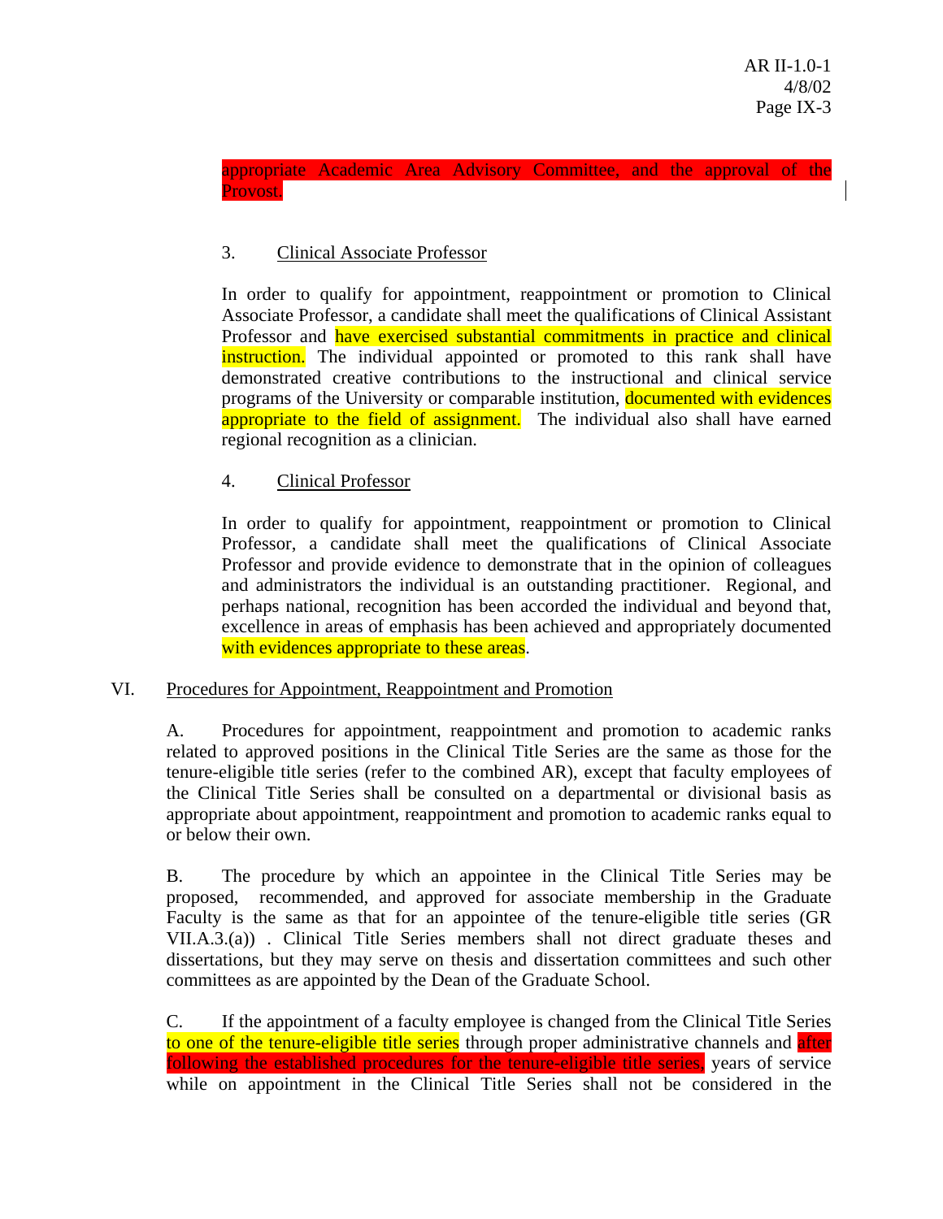appropriate Academic Area Advisory Committee, and the approval of the Provost.

3. Clinical Associate Professor

In order to qualify for appointment, reappointment or promotion to Clinical Associate Professor, a candidate shall meet the qualifications of Clinical Assistant Professor and have exercised substantial commitments in practice and clinical instruction. The individual appointed or promoted to this rank shall have demonstrated creative contributions to the instructional and clinical service programs of the University or comparable institution, documented with evidences appropriate to the field of assignment. The individual also shall have earned regional recognition as a clinician.

4. Clinical Professor

In order to qualify for appointment, reappointment or promotion to Clinical Professor, a candidate shall meet the qualifications of Clinical Associate Professor and provide evidence to demonstrate that in the opinion of colleagues and administrators the individual is an outstanding practitioner. Regional, and perhaps national, recognition has been accorded the individual and beyond that, excellence in areas of emphasis has been achieved and appropriately documented with evidences appropriate to these areas.

## VI. Procedures for Appointment, Reappointment and Promotion

A. Procedures for appointment, reappointment and promotion to academic ranks related to approved positions in the Clinical Title Series are the same as those for the tenure-eligible title series (refer to the combined AR), except that faculty employees of the Clinical Title Series shall be consulted on a departmental or divisional basis as appropriate about appointment, reappointment and promotion to academic ranks equal to or below their own.

B. The procedure by which an appointee in the Clinical Title Series may be proposed, recommended, and approved for associate membership in the Graduate Faculty is the same as that for an appointee of the tenure-eligible title series (GR VII.A.3.(a)) . Clinical Title Series members shall not direct graduate theses and dissertations, but they may serve on thesis and dissertation committees and such other committees as are appointed by the Dean of the Graduate School.

C. If the appointment of a faculty employee is changed from the Clinical Title Series to one of the tenure-eligible title series through proper administrative channels and after following the established procedures for the tenure-eligible title series, years of service while on appointment in the Clinical Title Series shall not be considered in the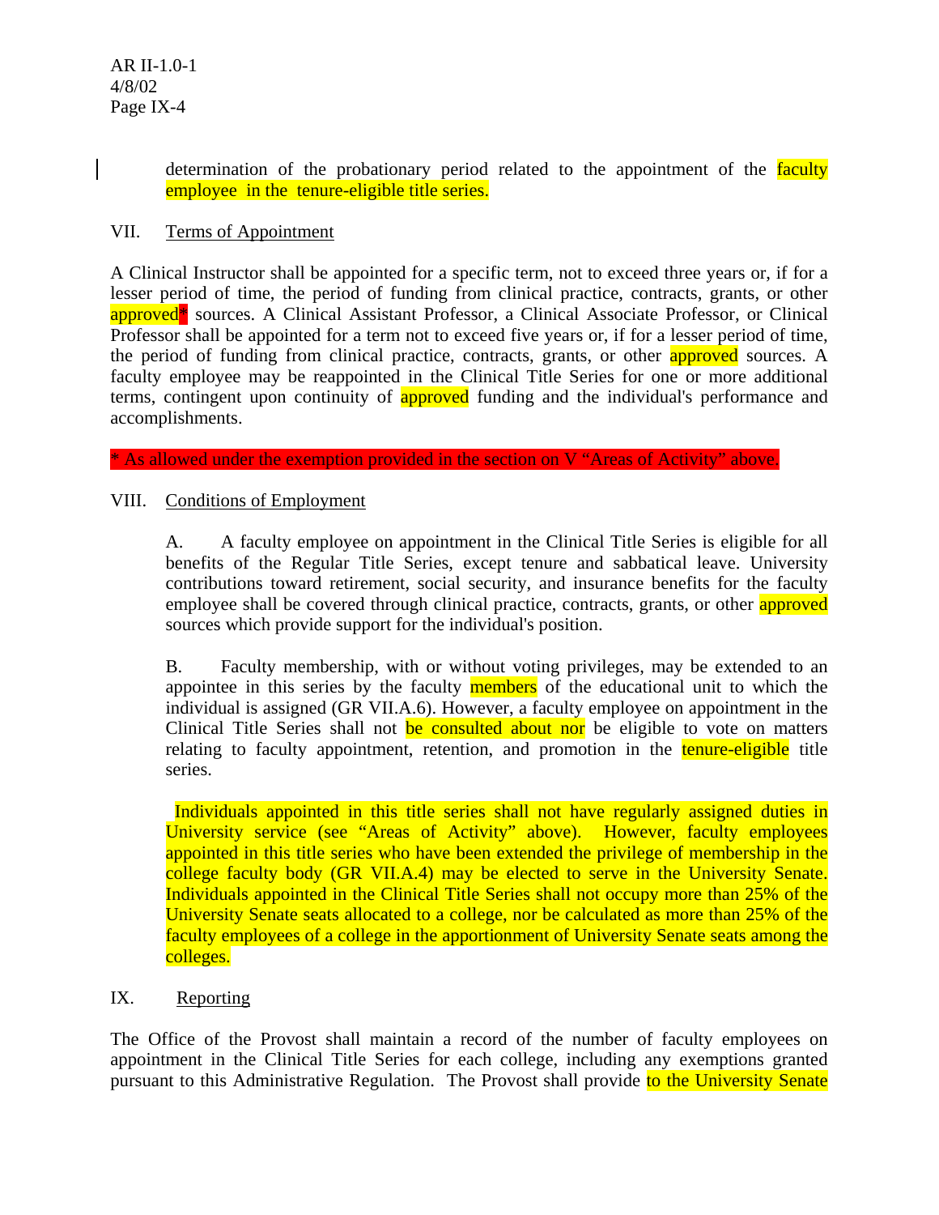determination of the probationary period related to the appointment of the faculty employee in the tenure-eligible title series.

VII. Terms of Appointment

A Clinical Instructor shall be appointed for a specific term, not to exceed three years or, if for a lesser period of time, the period of funding from clinical practice, contracts, grants, or other approved* sources. A Clinical Assistant Professor, a Clinical Associate Professor, or Clinical Professor shall be appointed for a term not to exceed five years or, if for a lesser period of time, the period of funding from clinical practice, contracts, grants, or other approved sources. A faculty employee may be reappointed in the Clinical Title Series for one or more additional terms, contingent upon continuity of approved funding and the individual's performance and accomplishments.

* As allowed under the exemption provided in the section on V "Areas of Activity" above.

VIII. Conditions of Employment

A. A faculty employee on appointment in the Clinical Title Series is eligible for all benefits of the Regular Title Series, except tenure and sabbatical leave. University contributions toward retirement, social security, and insurance benefits for the faculty employee shall be covered through clinical practice, contracts, grants, or other approved sources which provide support for the individual's position.

B. Faculty membership, with or without voting privileges, may be extended to an appointee in this series by the faculty members of the educational unit to which the individual is assigned (GR VII.A.6). However, a faculty employee on appointment in the Clinical Title Series shall not be consulted about nor be eligible to vote on matters relating to faculty appointment, retention, and promotion in the tenure-eligible title series.

Individuals appointed in this title series shall not have regularly assigned duties in University service (see "Areas of Activity" above). However, faculty employees appointed in this title series who have been extended the privilege of membership in the college faculty body (GR VII.A.4) may be elected to serve in the University Senate. Individuals appointed in the Clinical Title Series shall not occupy more than 25% of the University Senate seats allocated to a college, nor be calculated as more than 25% of the faculty employees of a college in the apportionment of University Senate seats among the colleges.

IX. Reporting

The Office of the Provost shall maintain a record of the number of faculty employees on appointment in the Clinical Title Series for each college, including any exemptions granted pursuant to this Administrative Regulation. The Provost shall provide to the University Senate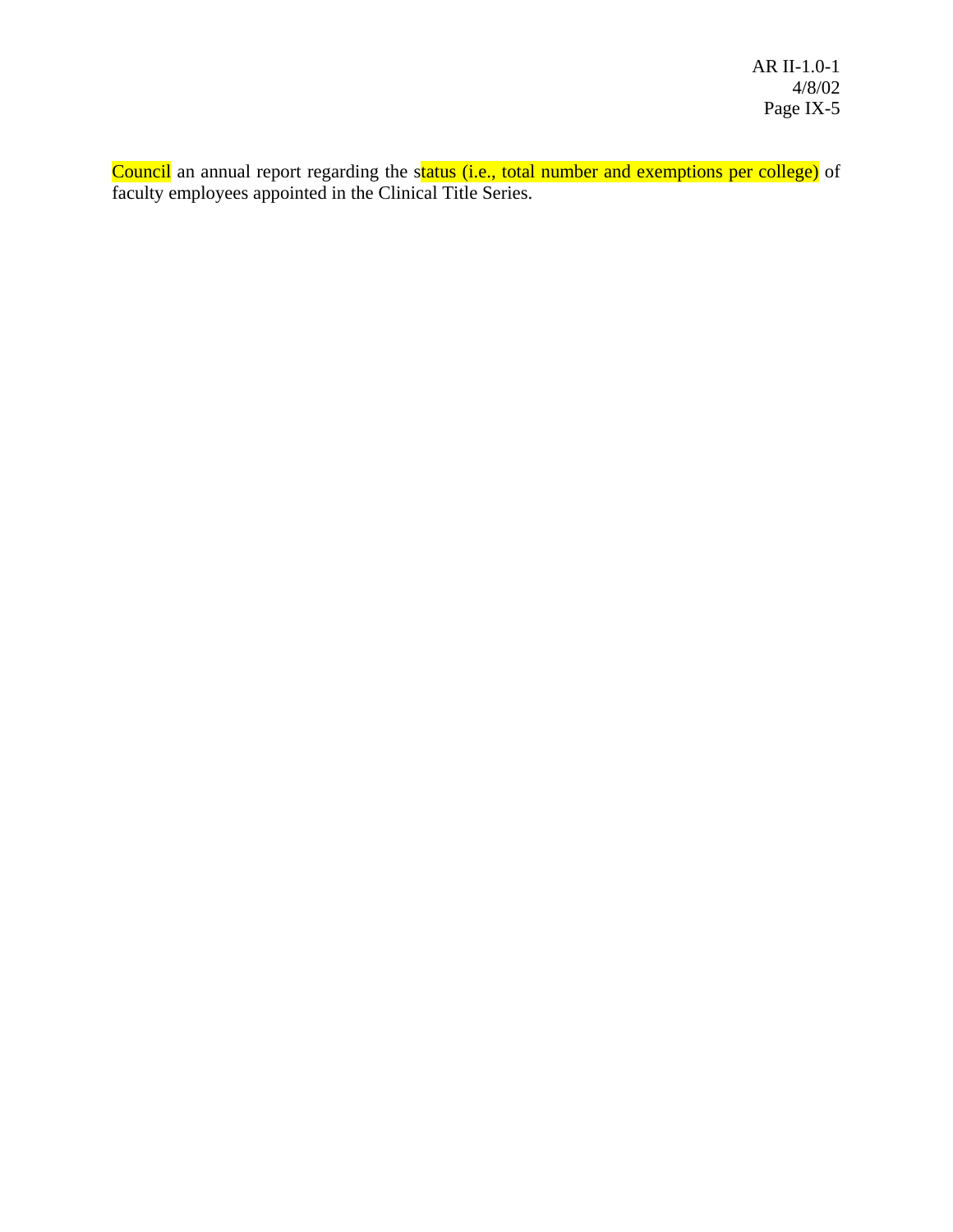Council an annual report regarding the status (i.e., total number and exemptions per college) of faculty employees appointed in the Clinical Title Series.